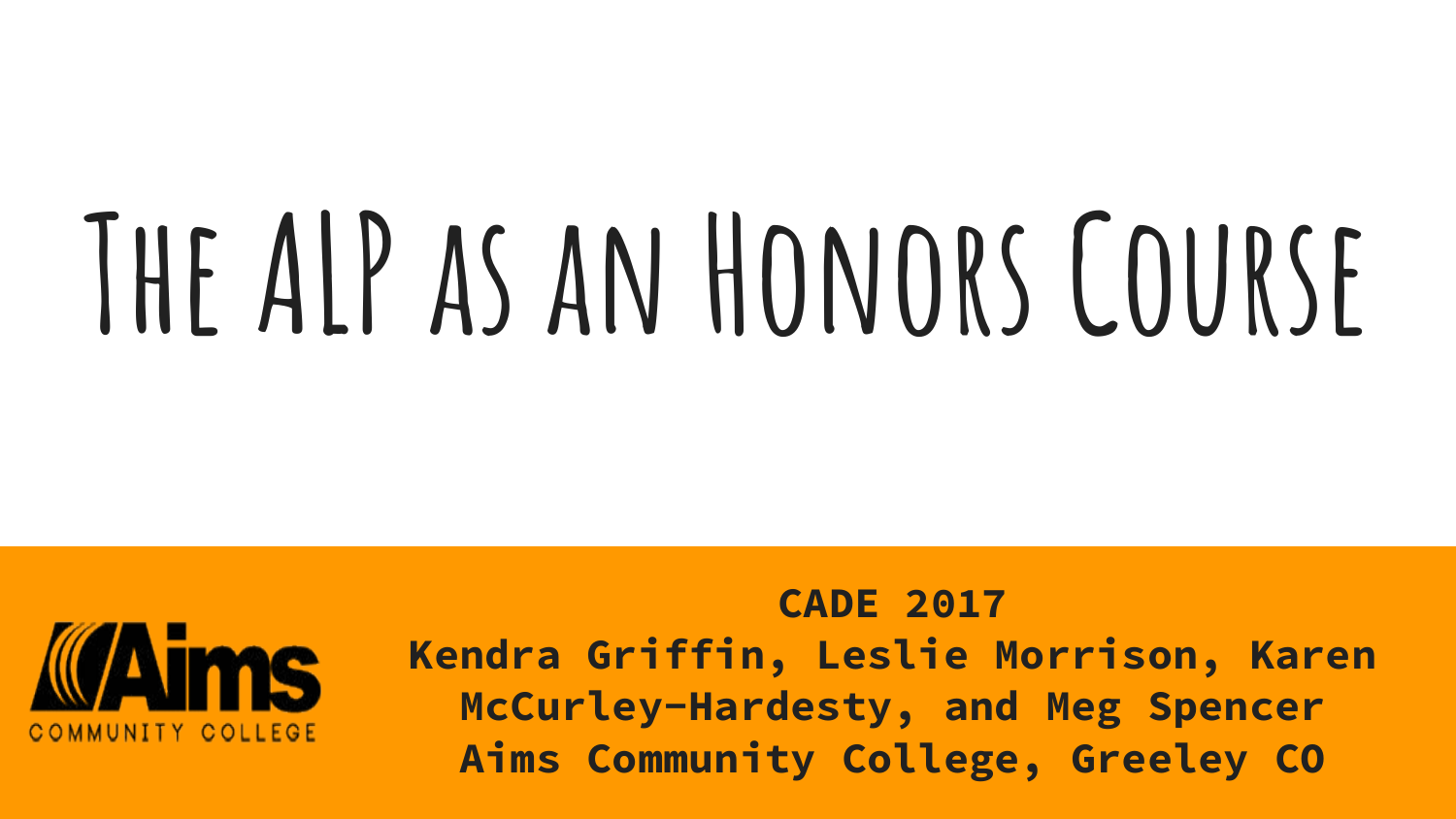# The ALP as an Honors Course

**CADE 2017**

**Kendra Griffin, Leslie Morrison, Karen McCurley-Hardesty, and Meg Spencer**

**Aims Community College, Greeley CO**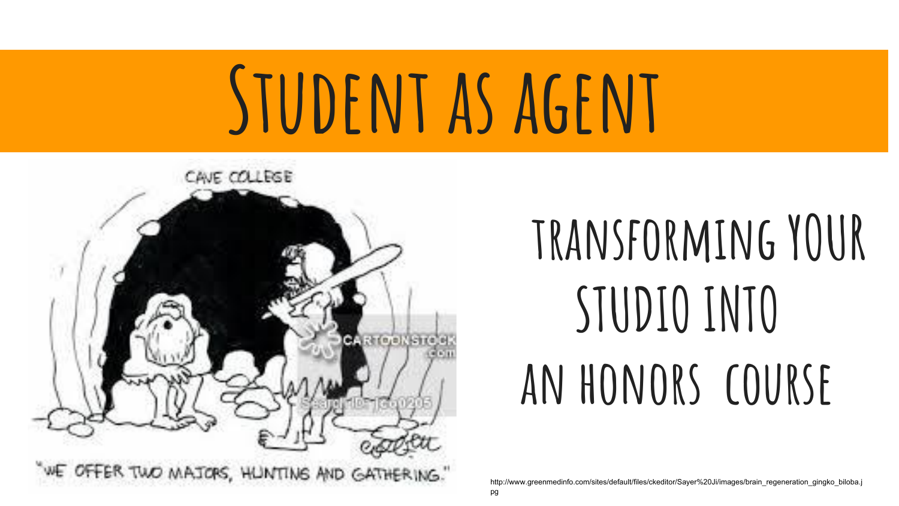# Student as agent

## transforming YOUR studio into an honors course

http://www.greenmedinfo.com/sites/default/files/ckeditor/Sayer%20Ji/images/brain_regeneration_gingko_biloba.jpg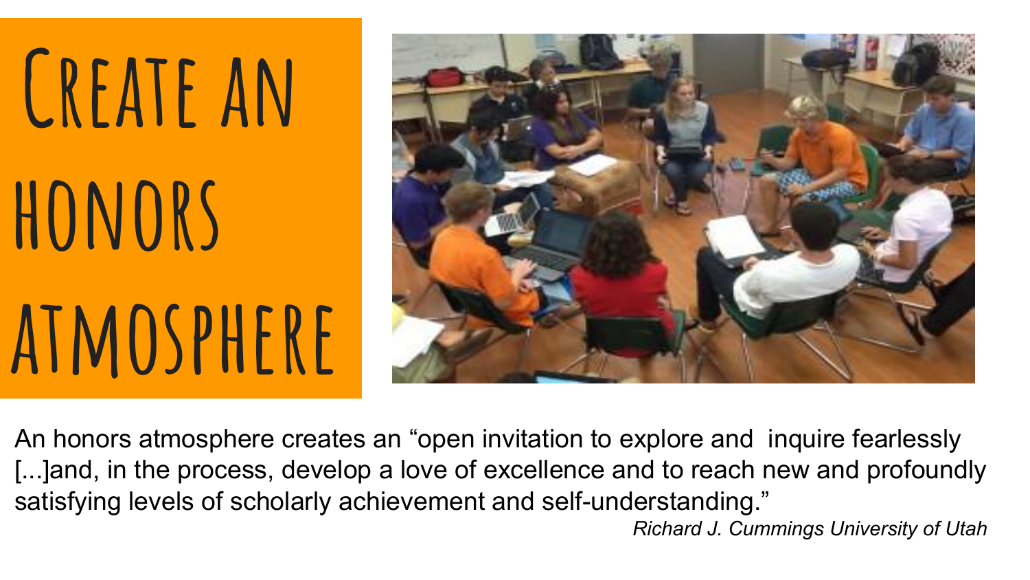# Create an honors atmosphere

An honors atmosphere creates an “open invitation to explore and  inquire fearlessly [...]and, in the process, develop a love of excellence and to reach new and profoundly satisfying levels of scholarly achievement and self-understanding.”

*Richard J. Cummings University of Utah*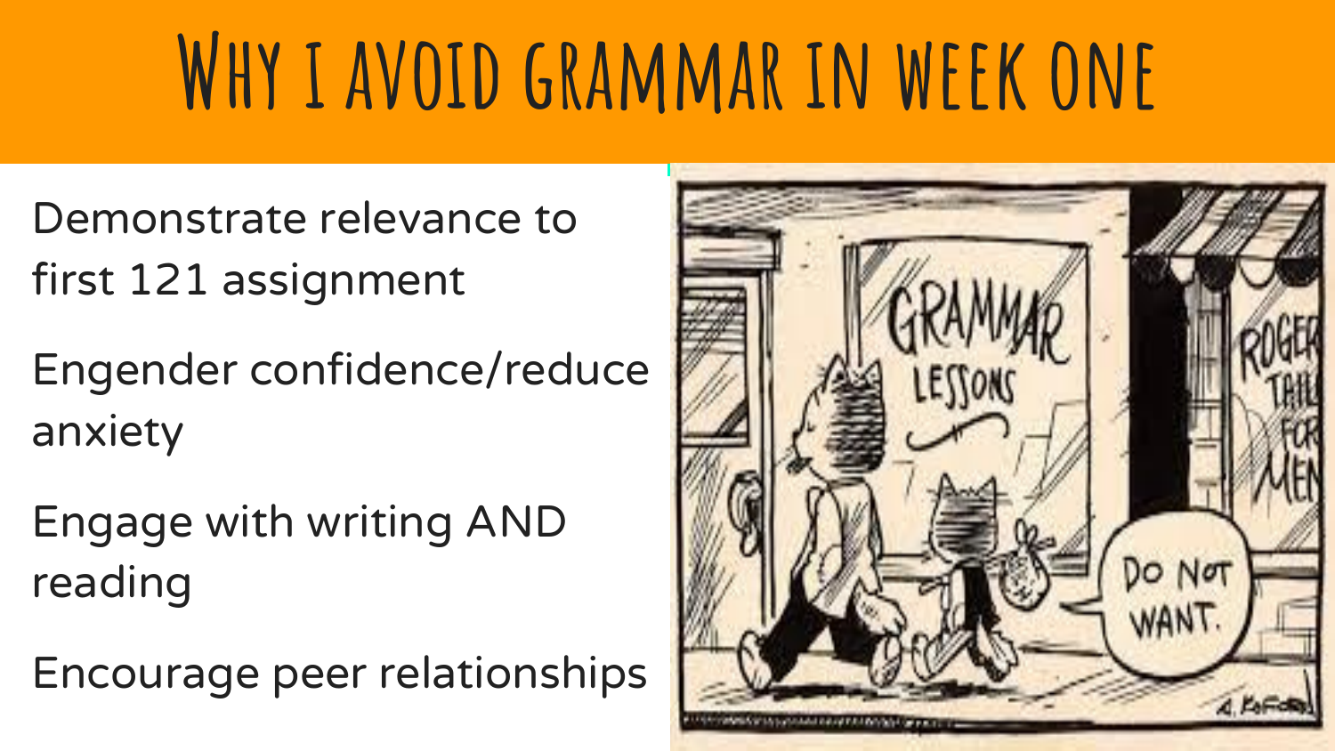# Why I avoid grammar in week one

- Demonstrate relevance to first 121 assignment
- Engender confidence/reduce anxiety
- Engage with writing AND reading
- Encourage peer relationships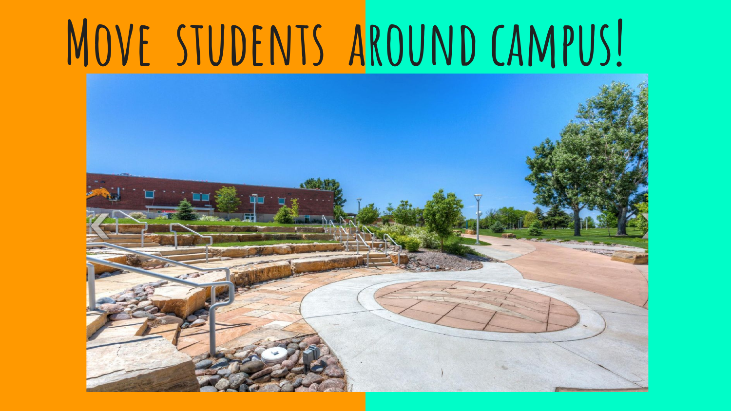# Move students around campus!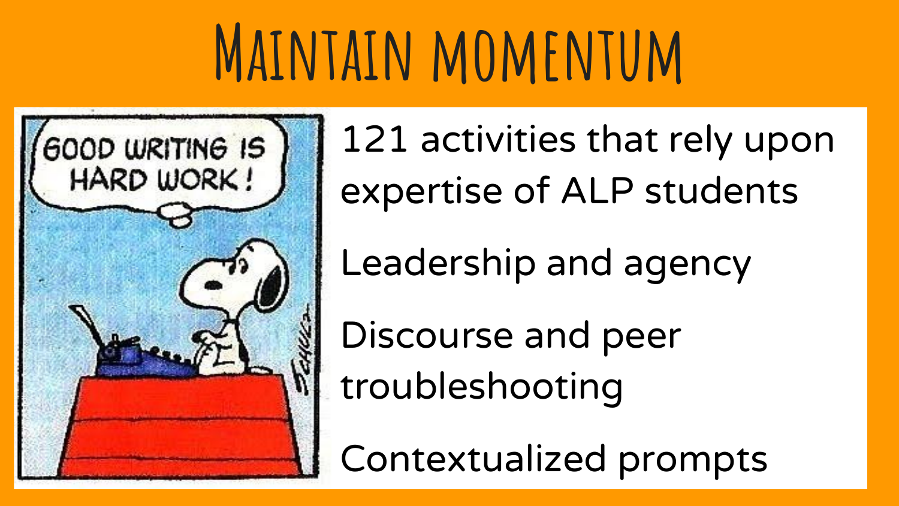# Maintain momentum

- 121 activities that rely upon expertise of ALP students
- Leadership and agency
- Discourse and peer troubleshooting
- Contextualized prompts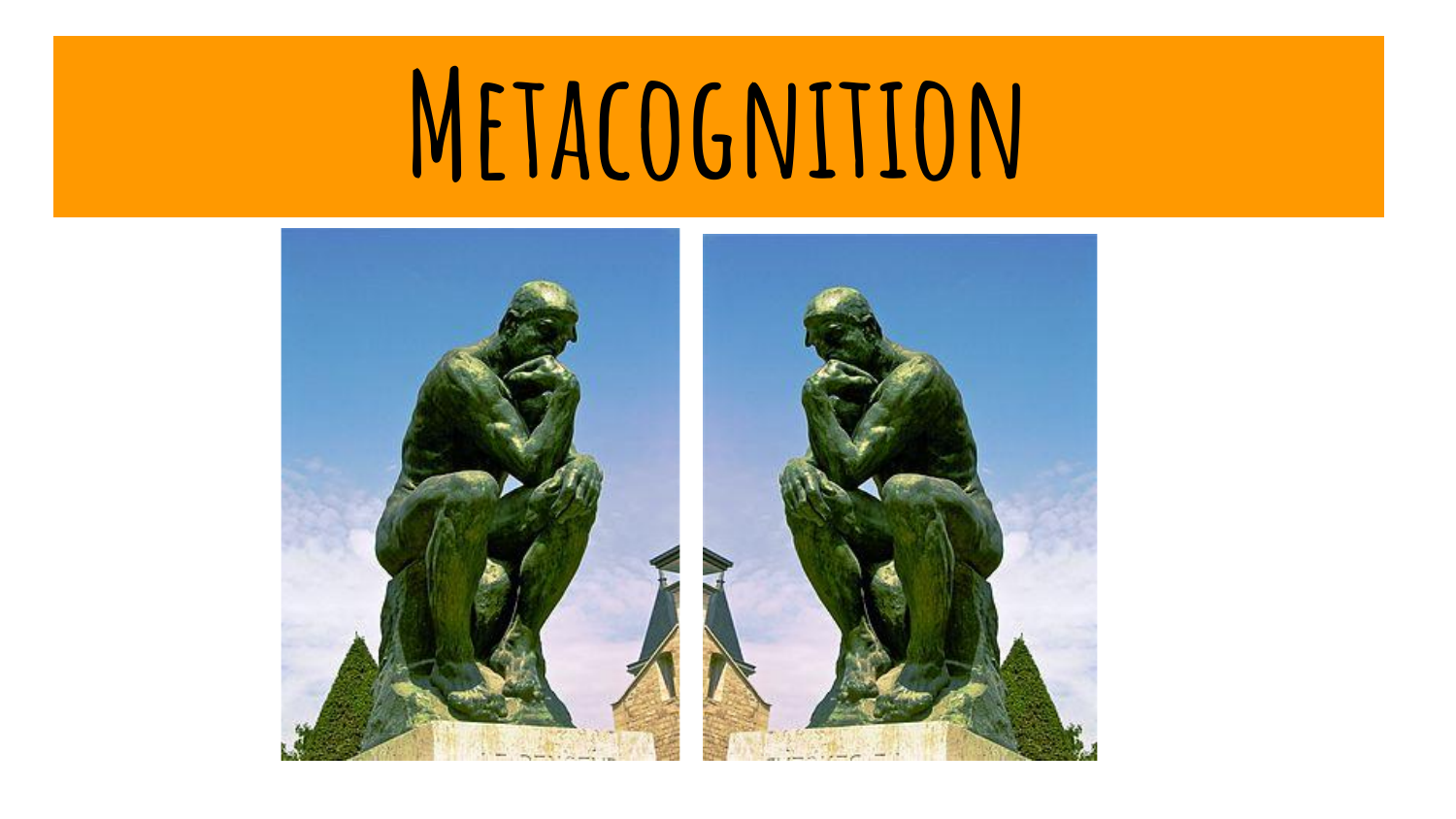# Metacognition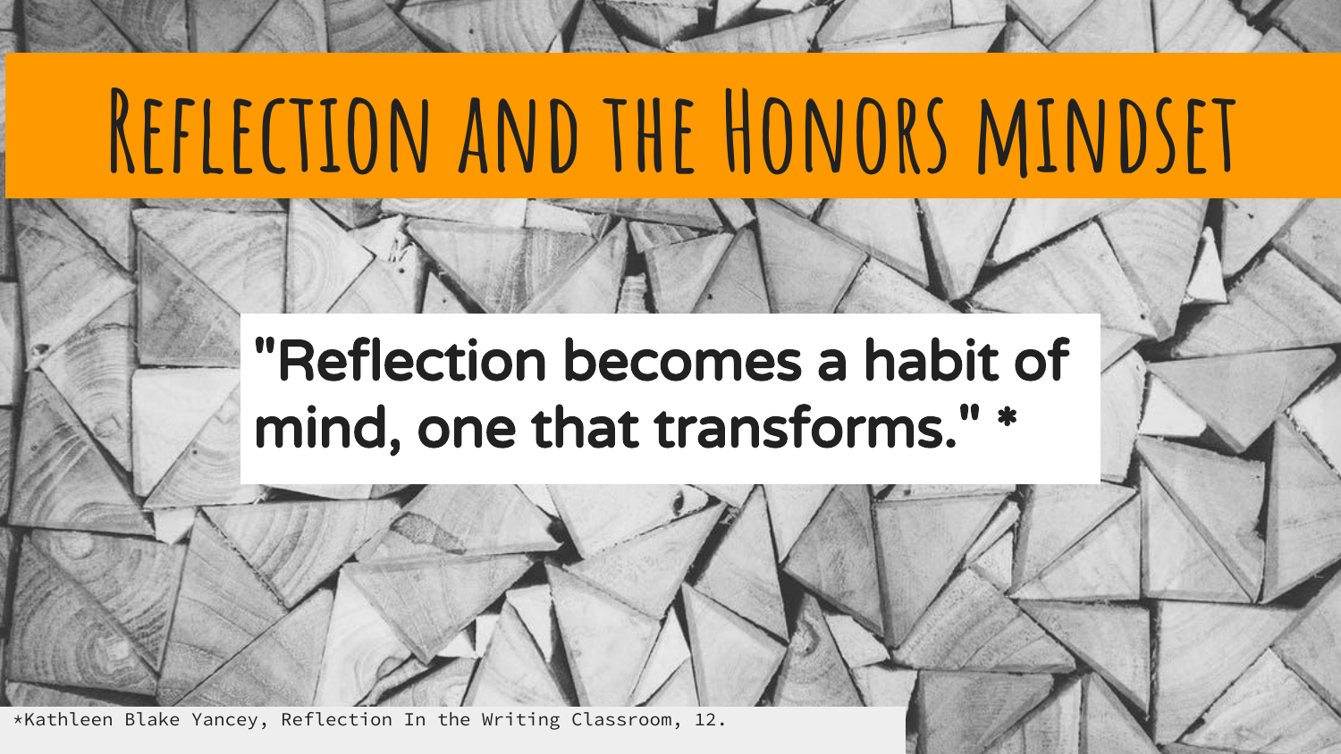# Reflection and the Honors mindset

"Reflection becomes a habit of mind, one that transforms." *

*Kathleen Blake Yancey, Reflection In the Writing Classroom, 12.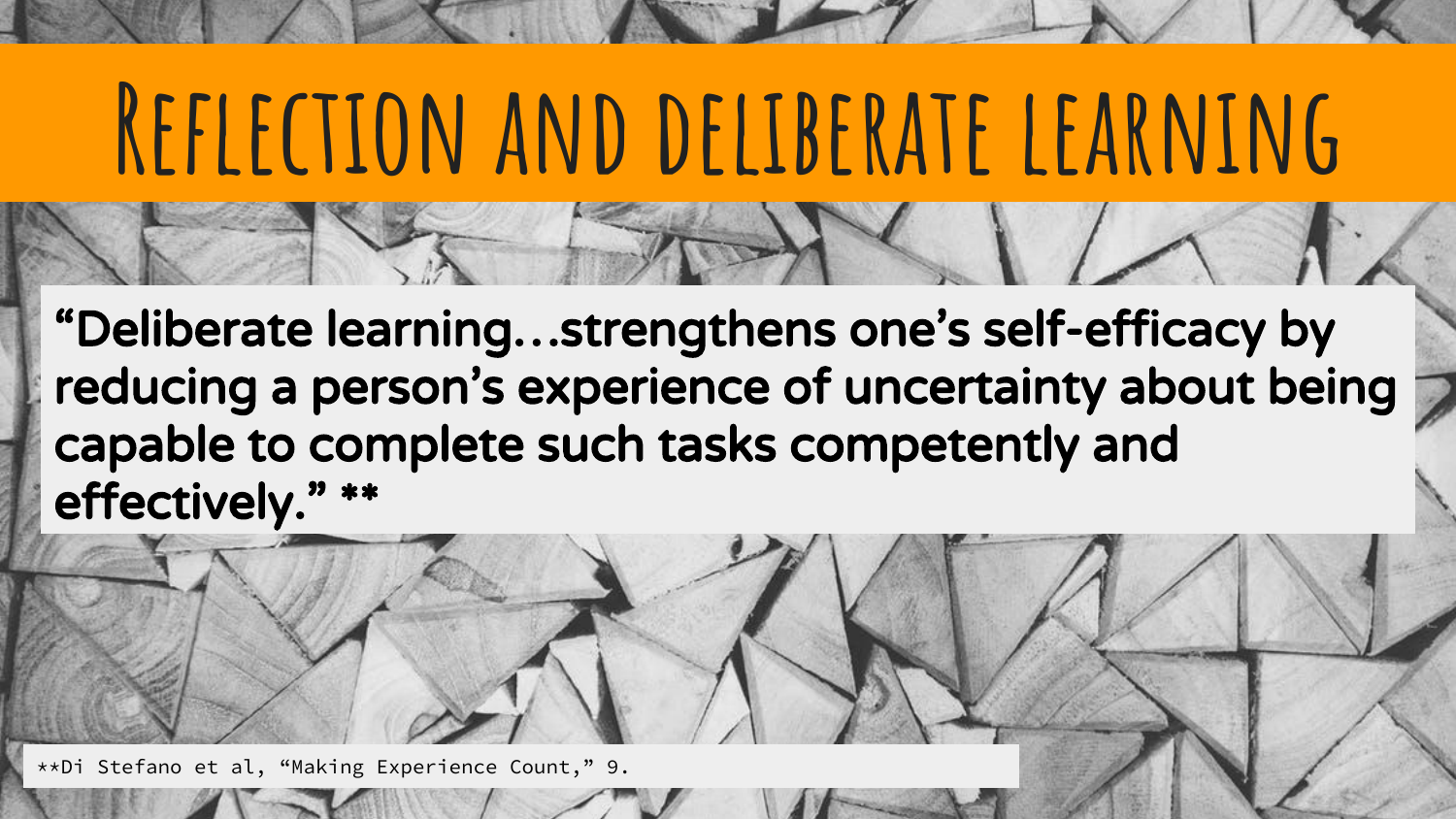# Reflection and deliberate learning

**"Deliberate learning…strengthens one's self-efficacy by reducing a person's experience of uncertainty about being capable to complete such tasks competently and effectively." ****

**Di Stefano et al, "Making Experience Count," 9.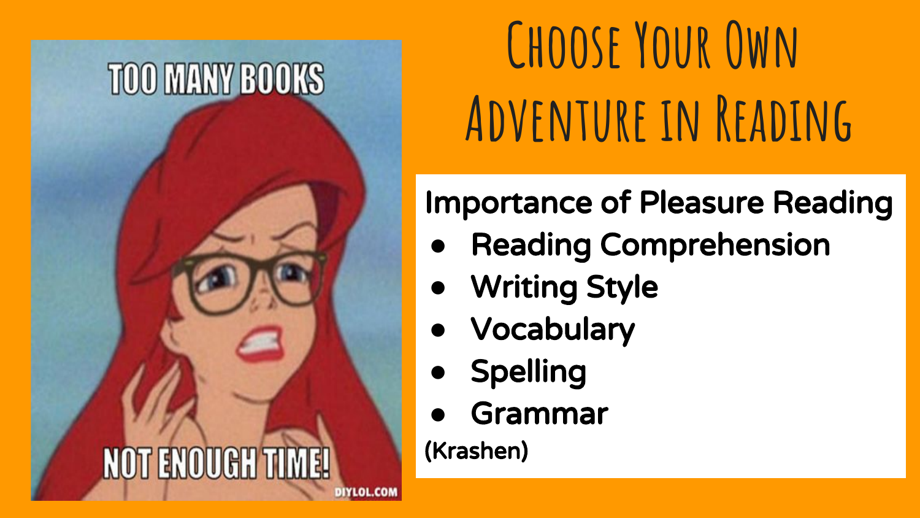# Choose Your Own Adventure in Reading

TOO MANY BOOKS

NOT ENOUGH TIME!

DIYLOL.COM

**Importance of Pleasure Reading**

- Reading Comprehension
- Writing Style
- Vocabulary
- Spelling
- Grammar

(Krashen)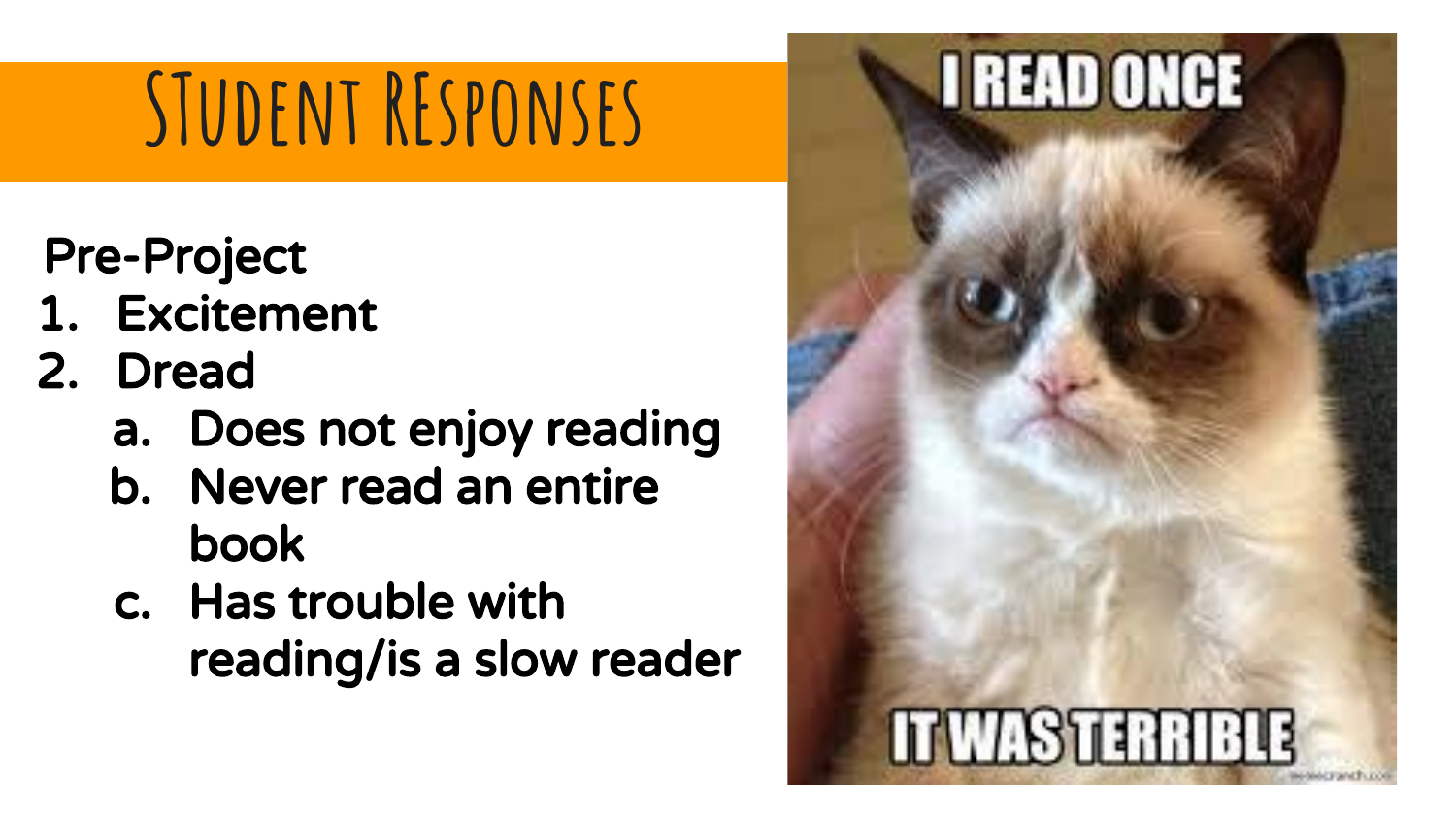# Student Responses

Pre-Project

1. Excitement
2. Dread
   a. Does not enjoy reading
   b. Never read an entire book
   c. Has trouble with reading/is a slow reader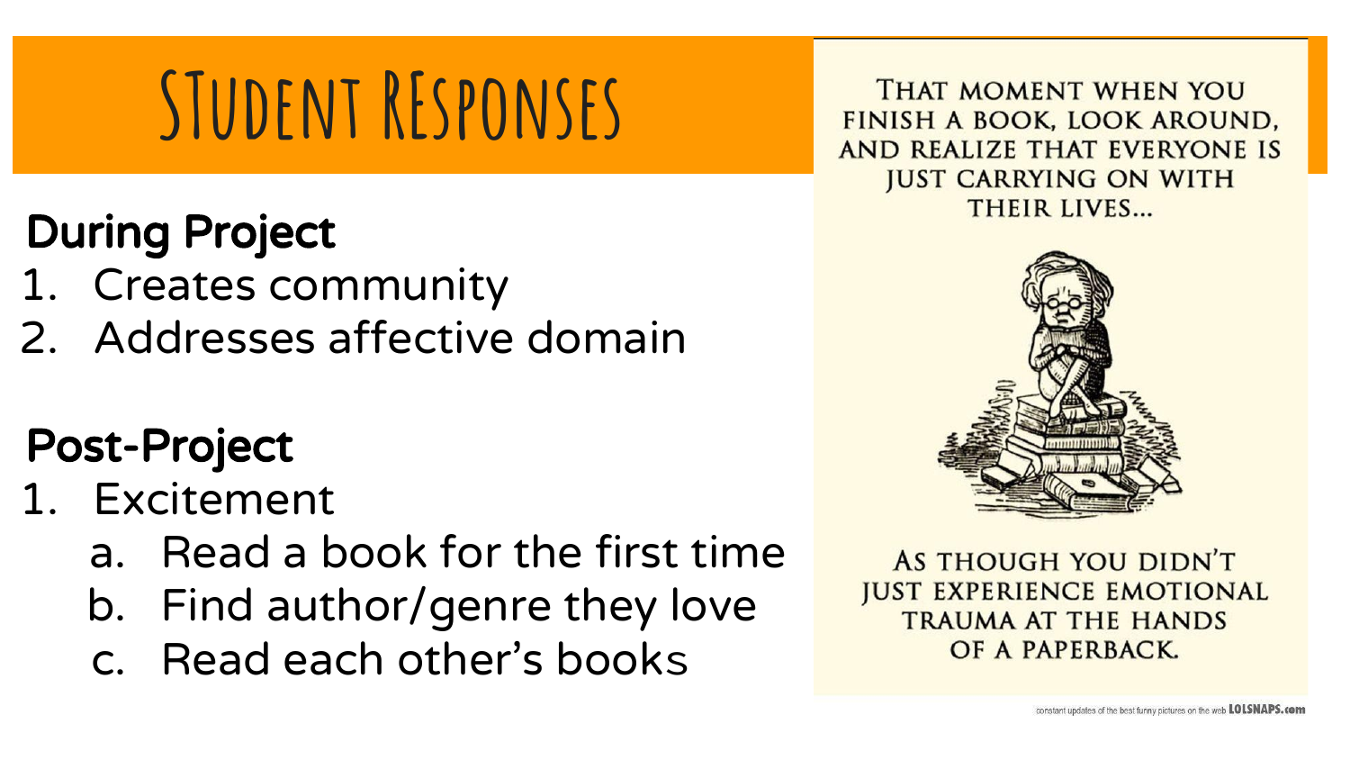# Student Responses

**During Project**

1. Creates community
2. Addresses affective domain

**Post-Project**

1. Excitement
   a. Read a book for the first time
   b. Find author/genre they love
   c. Read each other's books

THAT MOMENT WHEN YOU FINISH A BOOK, LOOK AROUND, AND REALIZE THAT EVERYONE IS JUST CARRYING ON WITH THEIR LIVES...

AS THOUGH YOU DIDN'T JUST EXPERIENCE EMOTIONAL TRAUMA AT THE HANDS OF A PAPERBACK.

constant updates of the best funny pictures on the web LOLSNAPS.com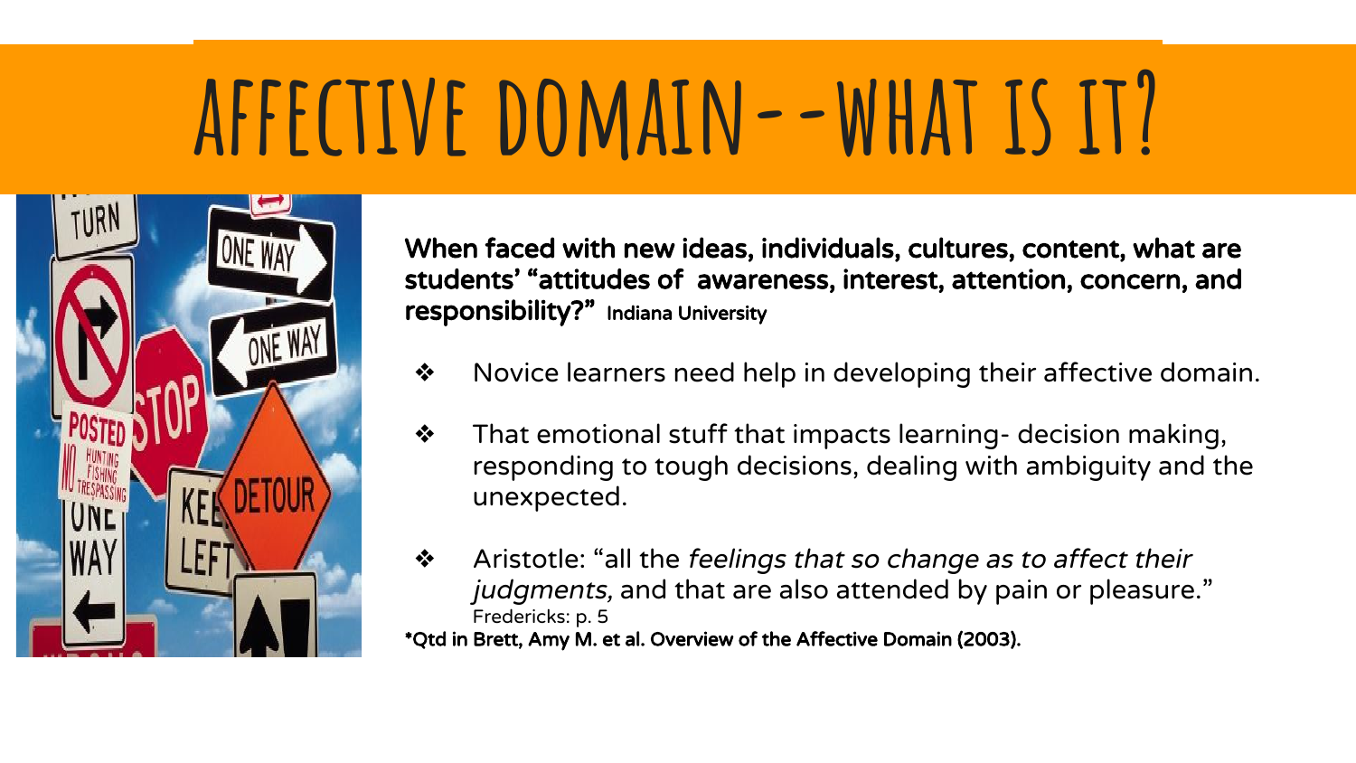# AFFECTIVE DOMAIN--WHAT IS IT?

**When faced with new ideas, individuals, cultures, content, what are students' "attitudes of awareness, interest, attention, concern, and responsibility?"** **Indiana University**

- Novice learners need help in developing their affective domain.
- That emotional stuff that impacts learning- decision making, responding to tough decisions, dealing with ambiguity and the unexpected.
- Aristotle: "all the *feelings that so change as to affect their judgments,* and that are also attended by pain or pleasure." Fredericks: p. 5

**\*Qtd in Brett, Amy M. et al. Overview of the Affective Domain (2003).**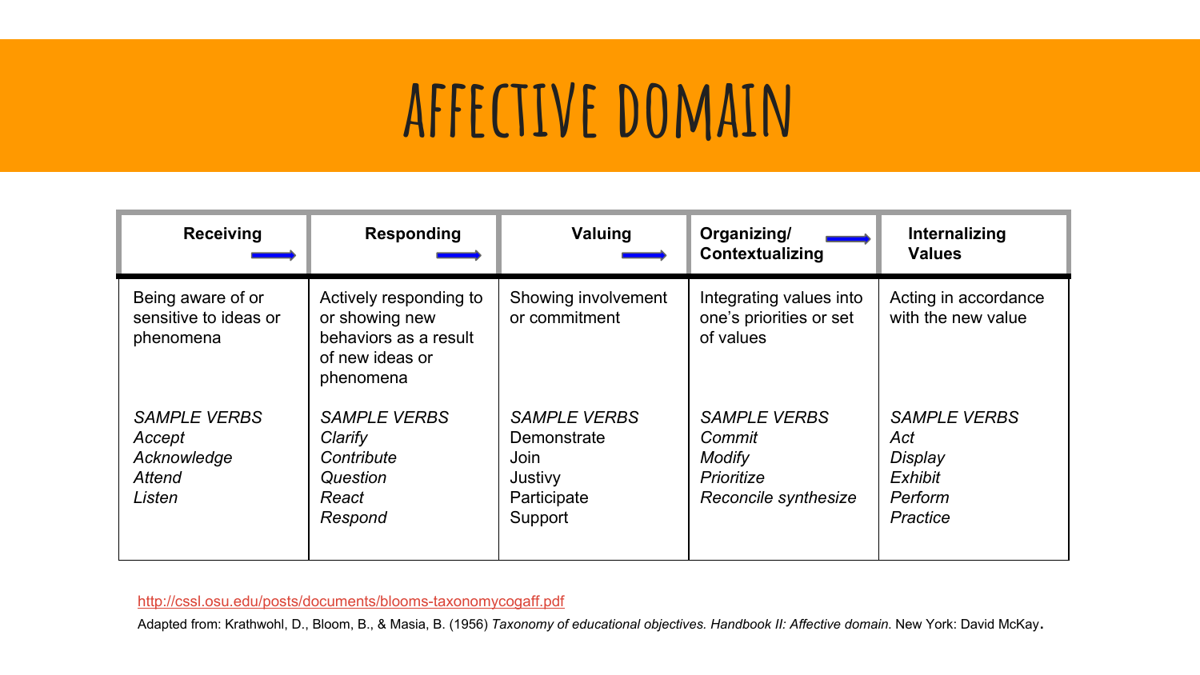# AFFECTIVE DOMAIN

| Receiving | Responding | Valuing | Organizing/ Contextualizing | Internalizing Values |
|---|---|---|---|---|
| Being aware of or sensitive to ideas or phenomena | Actively responding to or showing new behaviors as a result of new ideas or phenomena | Showing involvement or commitment | Integrating values into one's priorities or set of values | Acting in accordance with the new value |
| *SAMPLE VERBS*<br>*Accept*<br>*Acknowledge*<br>*Attend*<br>*Listen* | *SAMPLE VERBS*<br>*Clarify*<br>*Contribute*<br>*Question*<br>*React*<br>*Respond* | *SAMPLE VERBS*<br>Demonstrate<br>Join<br>Justivy<br>Participate<br>Support | *SAMPLE VERBS*<br>*Commit*<br>*Modify*<br>*Prioritize*<br>*Reconcile synthesize* | *SAMPLE VERBS*<br>*Act*<br>*Display*<br>*Exhibit*<br>*Perform*<br>*Practice* |

http://cssl.osu.edu/posts/documents/blooms-taxonomycogaff.pdf

Adapted from: Krathwohl, D., Bloom, B., & Masia, B. (1956) *Taxonomy of educational objectives. Handbook II: Affective domain.* New York: David McKay.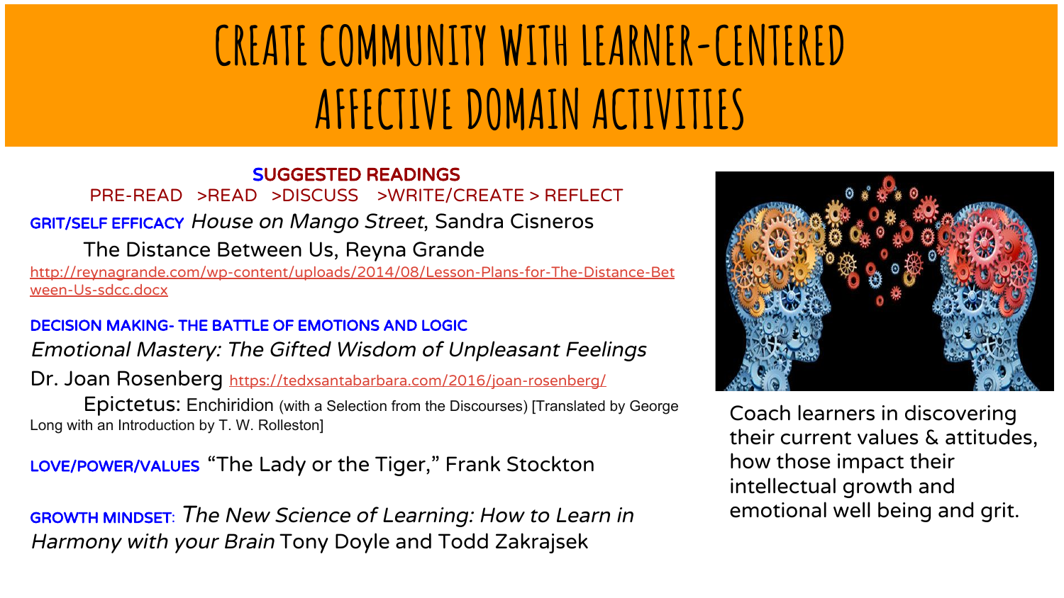# CREATE COMMUNITY WITH LEARNER-CENTERED AFFECTIVE DOMAIN ACTIVITIES

## SUGGESTED READINGS

PRE-READ >READ >DISCUSS >WRITE/CREATE > REFLECT

**GRIT/SELF EFFICACY** *House on Mango Street*, Sandra Cisneros

The Distance Between Us, Reyna Grande

http://reynagrande.com/wp-content/uploads/2014/08/Lesson-Plans-for-The-Distance-Between-Us-sdcc.docx

**DECISION MAKING- THE BATTLE OF EMOTIONS AND LOGIC**

*Emotional Mastery: The Gifted Wisdom of Unpleasant Feelings*

Dr. Joan Rosenberg https://tedxsantabarbara.com/2016/joan-rosenberg/

Epictetus: Enchiridion (with a Selection from the Discourses) [Translated by George Long with an Introduction by T. W. Rolleston]

**LOVE/POWER/VALUES** "The Lady or the Tiger," Frank Stockton

**GROWTH MINDSET**: *The New Science of Learning: How to Learn in Harmony with your Brain* Tony Doyle and Todd Zakrajsek

Coach learners in discovering their current values & attitudes, how those impact their intellectual growth and emotional well being and grit.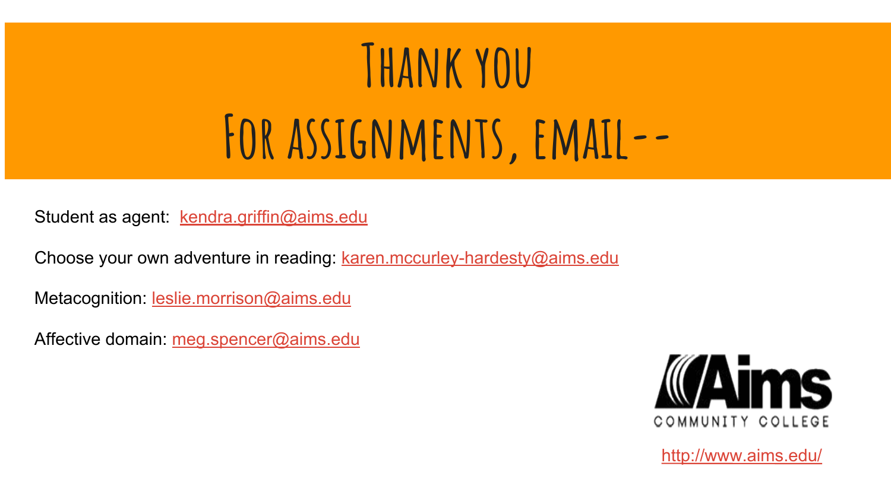# Thank you
# For assignments, email--

Student as agent: kendra.griffin@aims.edu

Choose your own adventure in reading: karen.mccurley-hardesty@aims.edu

Metacognition: leslie.morrison@aims.edu

Affective domain: meg.spencer@aims.edu

Aims COMMUNITY COLLEGE

http://www.aims.edu/